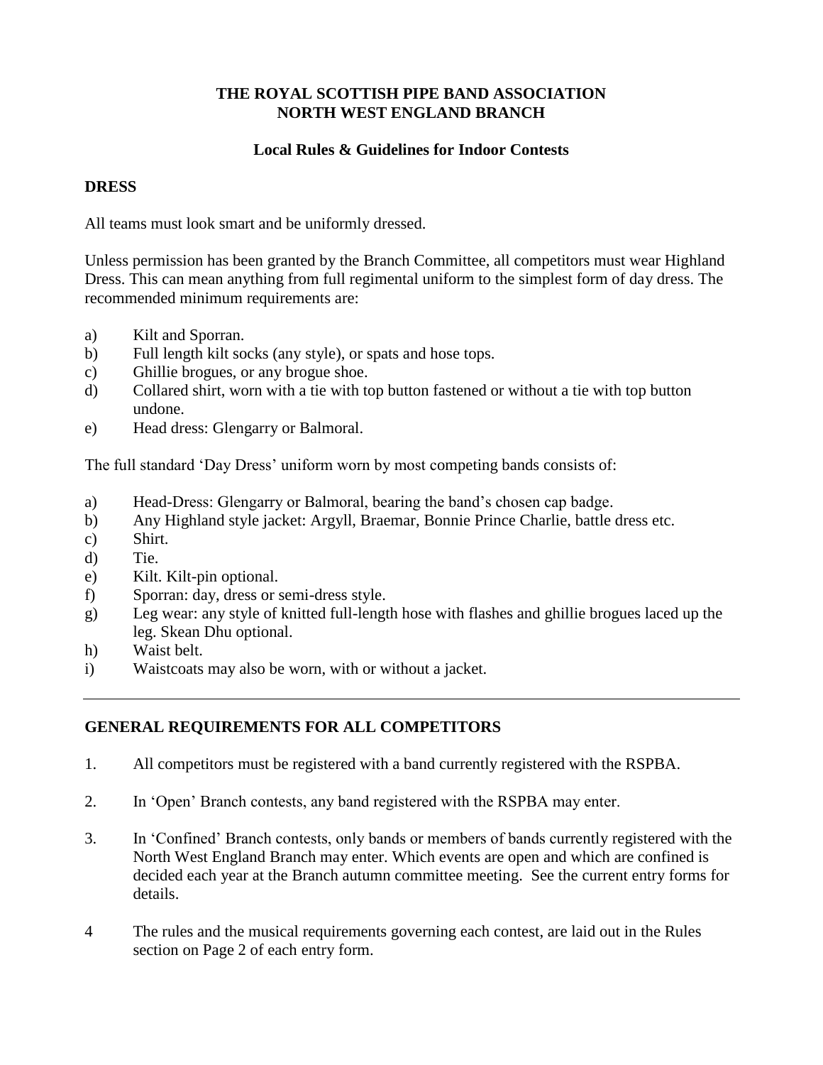**THE ROYAL SCOTTISH PIPE BAND ASSOCIATION**
**NORTH WEST ENGLAND BRANCH**

**Local Rules & Guidelines for Indoor Contests**

## DRESS

All teams must look smart and be uniformly dressed.

Unless permission has been granted by the Branch Committee, all competitors must wear Highland Dress. This can mean anything from full regimental uniform to the simplest form of day dress. The recommended minimum requirements are:

a) Kilt and Sporran.
b) Full length kilt socks (any style), or spats and hose tops.
c) Ghillie brogues, or any brogue shoe.
d) Collared shirt, worn with a tie with top button fastened or without a tie with top button undone.
e) Head dress: Glengarry or Balmoral.

The full standard 'Day Dress' uniform worn by most competing bands consists of:

a) Head-Dress: Glengarry or Balmoral, bearing the band's chosen cap badge.
b) Any Highland style jacket: Argyll, Braemar, Bonnie Prince Charlie, battle dress etc.
c) Shirt.
d) Tie.
e) Kilt. Kilt-pin optional.
f) Sporran: day, dress or semi-dress style.
g) Leg wear: any style of knitted full-length hose with flashes and ghillie brogues laced up the leg. Skean Dhu optional.
h) Waist belt.
i) Waistcoats may also be worn, with or without a jacket.

---

## GENERAL REQUIREMENTS FOR ALL COMPETITORS

1. All competitors must be registered with a band currently registered with the RSPBA.

2. In 'Open' Branch contests, any band registered with the RSPBA may enter.

3. In 'Confined' Branch contests, only bands or members of bands currently registered with the North West England Branch may enter. Which events are open and which are confined is decided each year at the Branch autumn committee meeting. See the current entry forms for details.

4 The rules and the musical requirements governing each contest, are laid out in the Rules section on Page 2 of each entry form.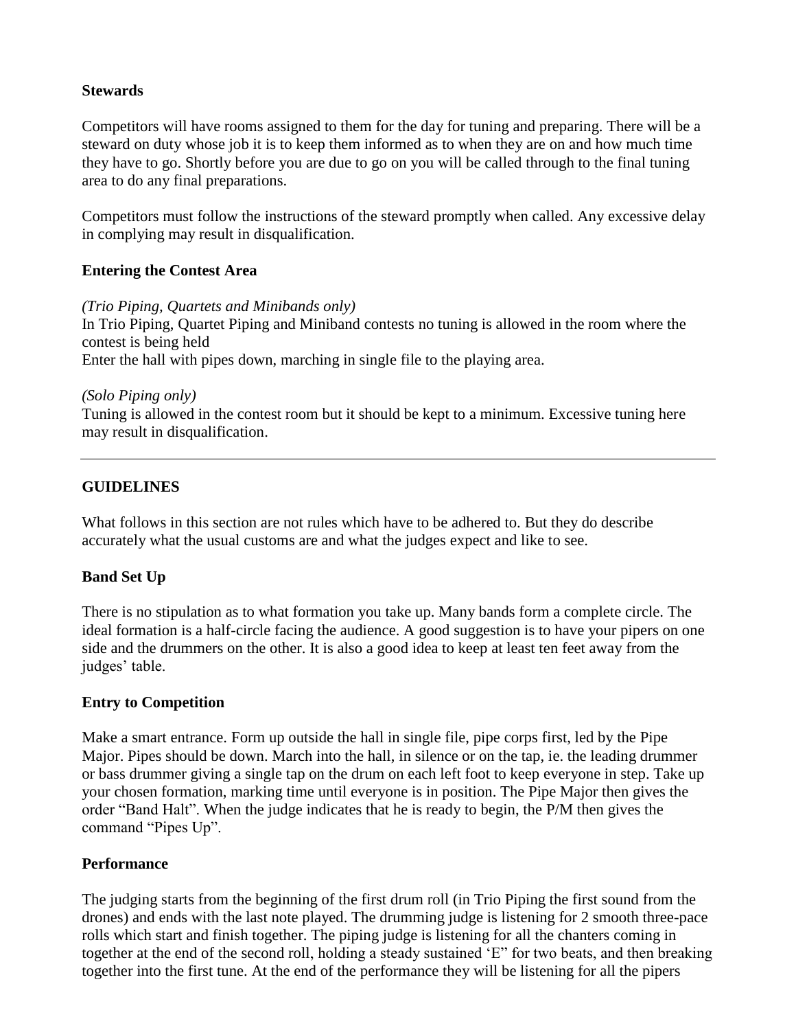### Stewards

Competitors will have rooms assigned to them for the day for tuning and preparing. There will be a steward on duty whose job it is to keep them informed as to when they are on and how much time they have to go. Shortly before you are due to go on you will be called through to the final tuning area to do any final preparations.

Competitors must follow the instructions of the steward promptly when called. Any excessive delay in complying may result in disqualification.

### Entering the Contest Area

*(Trio Piping, Quartets and Minibands only)*
In Trio Piping, Quartet Piping and Miniband contests no tuning is allowed in the room where the contest is being held
Enter the hall with pipes down, marching in single file to the playing area.

*(Solo Piping only)*
Tuning is allowed in the contest room but it should be kept to a minimum. Excessive tuning here may result in disqualification.

---

## GUIDELINES

What follows in this section are not rules which have to be adhered to. But they do describe accurately what the usual customs are and what the judges expect and like to see.

### Band Set Up

There is no stipulation as to what formation you take up. Many bands form a complete circle. The ideal formation is a half-circle facing the audience. A good suggestion is to have your pipers on one side and the drummers on the other. It is also a good idea to keep at least ten feet away from the judges' table.

### Entry to Competition

Make a smart entrance. Form up outside the hall in single file, pipe corps first, led by the Pipe Major. Pipes should be down. March into the hall, in silence or on the tap, ie. the leading drummer or bass drummer giving a single tap on the drum on each left foot to keep everyone in step. Take up your chosen formation, marking time until everyone is in position. The Pipe Major then gives the order "Band Halt". When the judge indicates that he is ready to begin, the P/M then gives the command "Pipes Up".

### Performance

The judging starts from the beginning of the first drum roll (in Trio Piping the first sound from the drones) and ends with the last note played. The drumming judge is listening for 2 smooth three-pace rolls which start and finish together. The piping judge is listening for all the chanters coming in together at the end of the second roll, holding a steady sustained 'E" for two beats, and then breaking together into the first tune. At the end of the performance they will be listening for all the pipers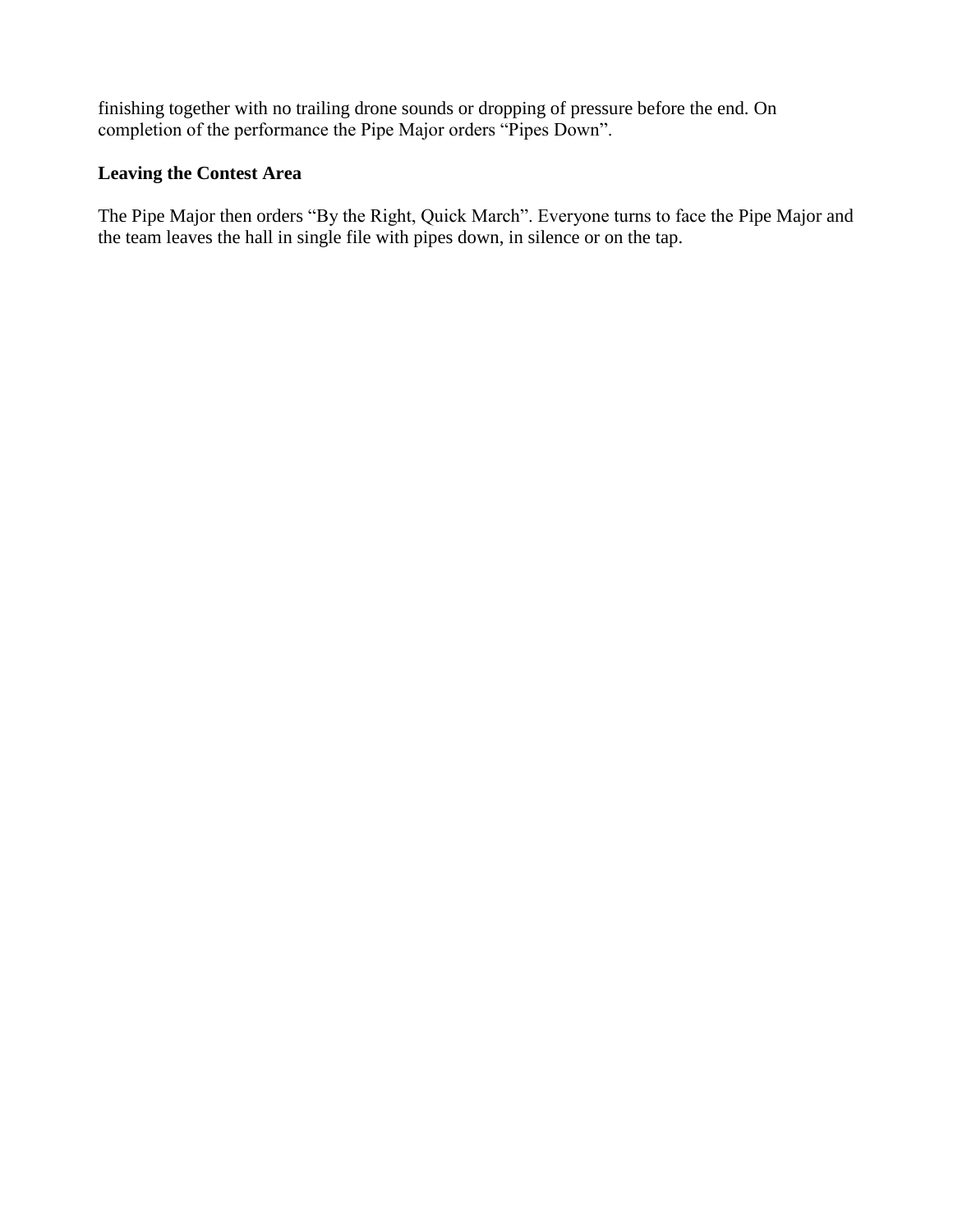finishing together with no trailing drone sounds or dropping of pressure before the end. On completion of the performance the Pipe Major orders "Pipes Down".

**Leaving the Contest Area**

The Pipe Major then orders "By the Right, Quick March". Everyone turns to face the Pipe Major and the team leaves the hall in single file with pipes down, in silence or on the tap.